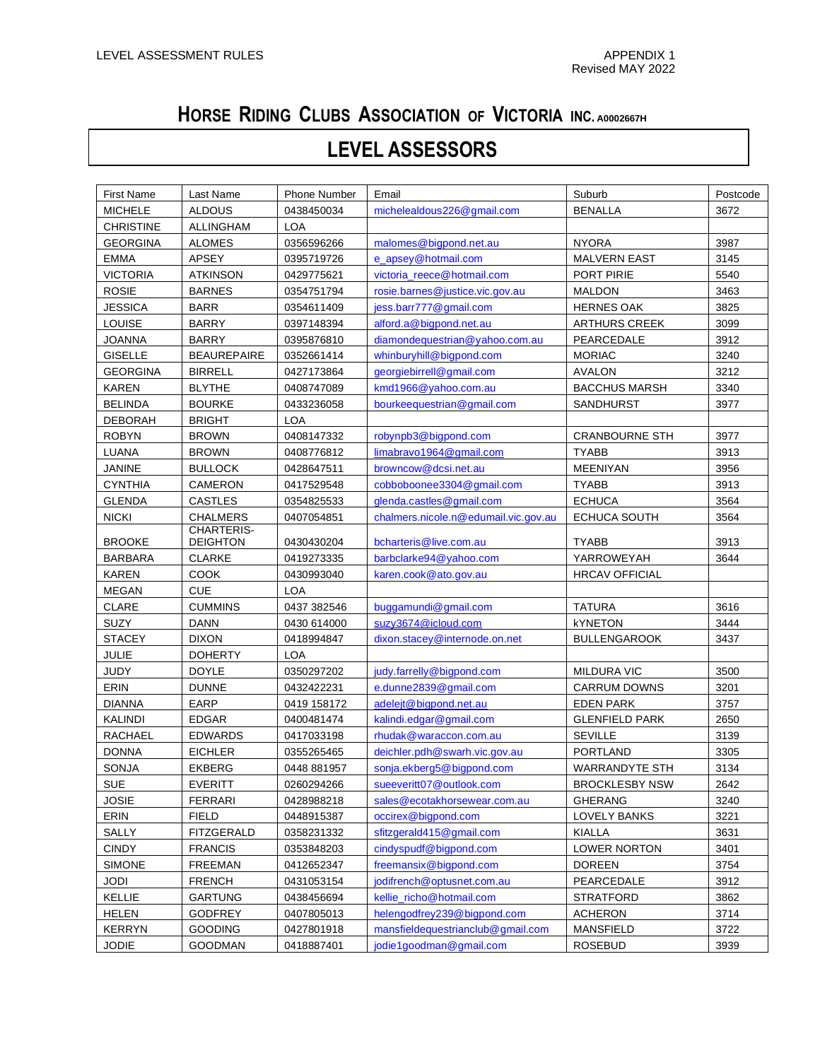# HORSE RIDING CLUBS ASSOCIATION OF VICTORIA INC. A0002667H

## LEVEL ASSESSORS

| First Name | Last Name | Phone Number | Email | Suburb | Postcode |
|---|---|---|---|---|---|
| MICHELE | ALDOUS | 0438450034 | michelealdous226@gmail.com | BENALLA | 3672 |
| CHRISTINE | ALLINGHAM | LOA | | | |
| GEORGINA | ALOMES | 0356596266 | malomes@bigpond.net.au | NYORA | 3987 |
| EMMA | APSEY | 0395719726 | e_apsey@hotmail.com | MALVERN EAST | 3145 |
| VICTORIA | ATKINSON | 0429775621 | victoria_reece@hotmail.com | PORT PIRIE | 5540 |
| ROSIE | BARNES | 0354751794 | rosie.barnes@justice.vic.gov.au | MALDON | 3463 |
| JESSICA | BARR | 0354611409 | jess.barr777@gmail.com | HERNES OAK | 3825 |
| LOUISE | BARRY | 0397148394 | alford.a@bigpond.net.au | ARTHURS CREEK | 3099 |
| JOANNA | BARRY | 0395876810 | diamondequestrian@yahoo.com.au | PEARCEDALE | 3912 |
| GISELLE | BEAUREPAIRE | 0352661414 | whinburyhill@bigpond.com | MORIAC | 3240 |
| GEORGINA | BIRRELL | 0427173864 | georgiebirrell@gmail.com | AVALON | 3212 |
| KAREN | BLYTHE | 0408747089 | kmd1966@yahoo.com.au | BACCHUS MARSH | 3340 |
| BELINDA | BOURKE | 0433236058 | bourkeequestrian@gmail.com | SANDHURST | 3977 |
| DEBORAH | BRIGHT | LOA | | | |
| ROBYN | BROWN | 0408147332 | robynpb3@bigpond.com | CRANBOURNE STH | 3977 |
| LUANA | BROWN | 0408776812 | limabravo1964@gmail.com | TYABB | 3913 |
| JANINE | BULLOCK | 0428647511 | browncow@dcsi.net.au | MEENIYAN | 3956 |
| CYNTHIA | CAMERON | 0417529548 | cobboboonee3304@gmail.com | TYABB | 3913 |
| GLENDA | CASTLES | 0354825533 | glenda.castles@gmail.com | ECHUCA | 3564 |
| NICKI | CHALMERS | 0407054851 | chalmers.nicole.n@edumail.vic.gov.au | ECHUCA SOUTH | 3564 |
| BROOKE | CHARTERIS-DEIGHTON | 0430430204 | bcharteris@live.com.au | TYABB | 3913 |
| BARBARA | CLARKE | 0419273335 | barbclarke94@yahoo.com | YARROWEYAH | 3644 |
| KAREN | COOK | 0430993040 | karen.cook@ato.gov.au | HRCAV OFFICIAL | |
| MEGAN | CUE | LOA | | | |
| CLARE | CUMMINS | 0437 382546 | buggamundi@gmail.com | TATURA | 3616 |
| SUZY | DANN | 0430 614000 | suzy3674@icloud.com | kYNETON | 3444 |
| STACEY | DIXON | 0418994847 | dixon.stacey@internode.on.net | BULLENGAROOK | 3437 |
| JULIE | DOHERTY | LOA | | | |
| JUDY | DOYLE | 0350297202 | judy.farrelly@bigpond.com | MILDURA VIC | 3500 |
| ERIN | DUNNE | 0432422231 | e.dunne2839@gmail.com | CARRUM DOWNS | 3201 |
| DIANNA | EARP | 0419 158172 | adelejt@bigpond.net.au | EDEN PARK | 3757 |
| KALINDI | EDGAR | 0400481474 | kalindi.edgar@gmail.com | GLENFIELD PARK | 2650 |
| RACHAEL | EDWARDS | 0417033198 | rhudak@waraccon.com.au | SEVILLE | 3139 |
| DONNA | EICHLER | 0355265465 | deichler.pdh@swarh.vic.gov.au | PORTLAND | 3305 |
| SONJA | EKBERG | 0448 881957 | sonja.ekberg5@bigpond.com | WARRANDYTE STH | 3134 |
| SUE | EVERITT | 0260294266 | sueeveritt07@outlook.com | BROCKLESBY NSW | 2642 |
| JOSIE | FERRARI | 0428988218 | sales@ecotakhorsewear.com.au | GHERANG | 3240 |
| ERIN | FIELD | 0448915387 | occirex@bigpond.com | LOVELY BANKS | 3221 |
| SALLY | FITZGERALD | 0358231332 | sfitzgerald415@gmail.com | KIALLA | 3631 |
| CINDY | FRANCIS | 0353848203 | cindyspudf@bigpond.com | LOWER NORTON | 3401 |
| SIMONE | FREEMAN | 0412652347 | freemansix@bigpond.com | DOREEN | 3754 |
| JODI | FRENCH | 0431053154 | jodifrench@optusnet.com.au | PEARCEDALE | 3912 |
| KELLIE | GARTUNG | 0438456694 | kellie_richo@hotmail.com | STRATFORD | 3862 |
| HELEN | GODFREY | 0407805013 | helengodfrey239@bigpond.com | ACHERON | 3714 |
| KERRYN | GOODING | 0427801918 | mansfieldequestrianclub@gmail.com | MANSFIELD | 3722 |
| JODIE | GOODMAN | 0418887401 | jodie1goodman@gmail.com | ROSEBUD | 3939 |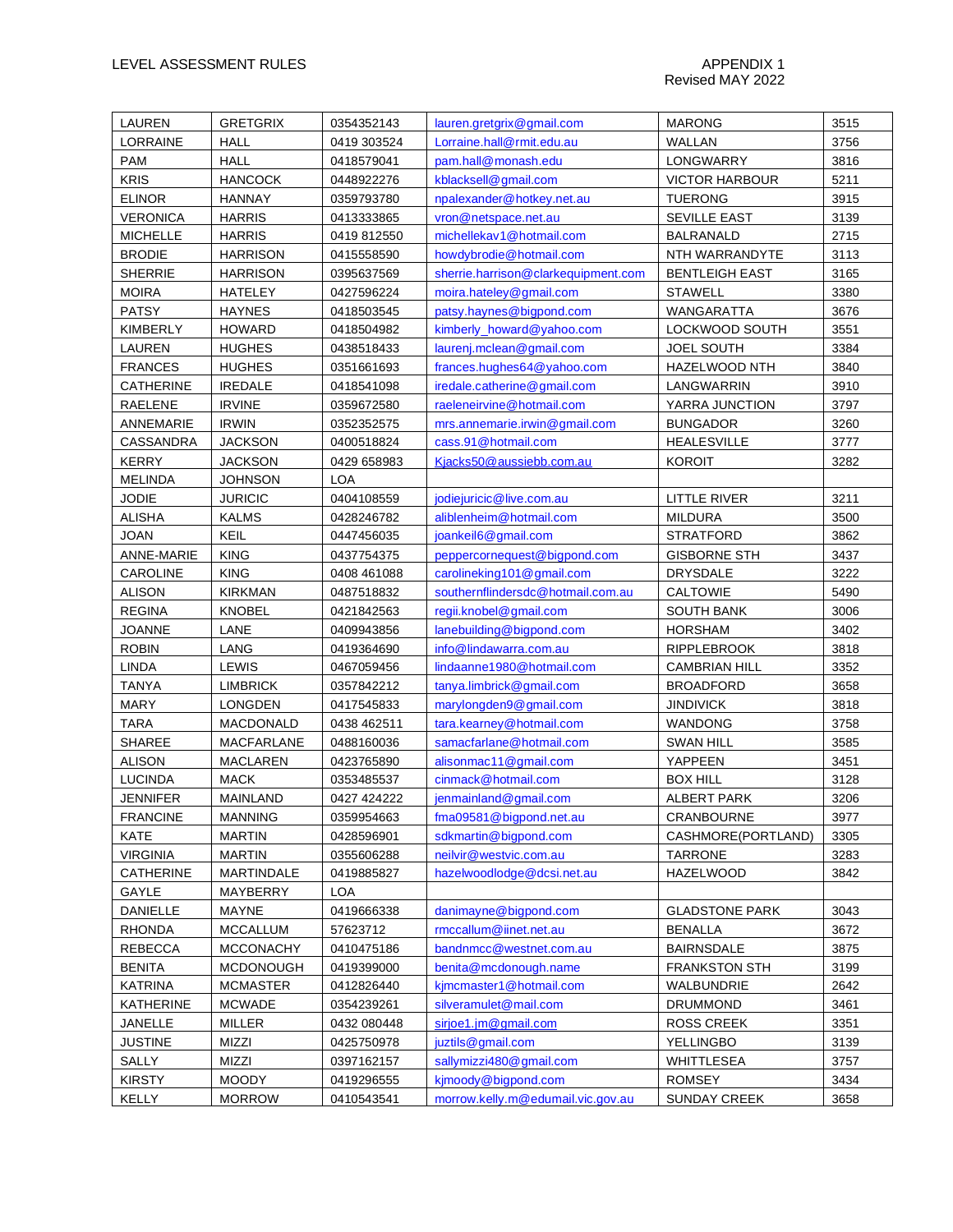| LAUREN | GRETGRIX | 0354352143 | lauren.gretgrix@gmail.com | MARONG | 3515 |
|---|---|---|---|---|---|
| LORRAINE | HALL | 0419 303524 | Lorraine.hall@rmit.edu.au | WALLAN | 3756 |
| PAM | HALL | 0418579041 | pam.hall@monash.edu | LONGWARRY | 3816 |
| KRIS | HANCOCK | 0448922276 | kblacksell@gmail.com | VICTOR HARBOUR | 5211 |
| ELINOR | HANNAY | 0359793780 | npalexander@hotkey.net.au | TUERONG | 3915 |
| VERONICA | HARRIS | 0413333865 | vron@netspace.net.au | SEVILLE EAST | 3139 |
| MICHELLE | HARRIS | 0419 812550 | michellekav1@hotmail.com | BALRANALD | 2715 |
| BRODIE | HARRISON | 0415558590 | howdybrodie@hotmail.com | NTH WARRANDYTE | 3113 |
| SHERRIE | HARRISON | 0395637569 | sherrie.harrison@clarkequipment.com | BENTLEIGH EAST | 3165 |
| MOIRA | HATELEY | 0427596224 | moira.hateley@gmail.com | STAWELL | 3380 |
| PATSY | HAYNES | 0418503545 | patsy.haynes@bigpond.com | WANGARATTA | 3676 |
| KIMBERLY | HOWARD | 0418504982 | kimberly_howard@yahoo.com | LOCKWOOD SOUTH | 3551 |
| LAUREN | HUGHES | 0438518433 | laurenj.mclean@gmail.com | JOEL SOUTH | 3384 |
| FRANCES | HUGHES | 0351661693 | frances.hughes64@yahoo.com | HAZELWOOD NTH | 3840 |
| CATHERINE | IREDALE | 0418541098 | iredale.catherine@gmail.com | LANGWARRIN | 3910 |
| RAELENE | IRVINE | 0359672580 | raeleneirvine@hotmail.com | YARRA JUNCTION | 3797 |
| ANNEMARIE | IRWIN | 0352352575 | mrs.annemarie.irwin@gmail.com | BUNGADOR | 3260 |
| CASSANDRA | JACKSON | 0400518824 | cass.91@hotmail.com | HEALESVILLE | 3777 |
| KERRY | JACKSON | 0429 658983 | Kjacks50@aussiebb.com.au | KOROIT | 3282 |
| MELINDA | JOHNSON | LOA | | | |
| JODIE | JURICIC | 0404108559 | jodiejuricic@live.com.au | LITTLE RIVER | 3211 |
| ALISHA | KALMS | 0428246782 | aliblenheim@hotmail.com | MILDURA | 3500 |
| JOAN | KEIL | 0447456035 | joankeil6@gmail.com | STRATFORD | 3862 |
| ANNE-MARIE | KING | 0437754375 | peppercornequest@bigpond.com | GISBORNE STH | 3437 |
| CAROLINE | KING | 0408 461088 | carolineking101@gmail.com | DRYSDALE | 3222 |
| ALISON | KIRKMAN | 0487518832 | southernflindersdc@hotmail.com.au | CALTOWIE | 5490 |
| REGINA | KNOBEL | 0421842563 | regii.knobel@gmail.com | SOUTH BANK | 3006 |
| JOANNE | LANE | 0409943856 | lanebuilding@bigpond.com | HORSHAM | 3402 |
| ROBIN | LANG | 0419364690 | info@lindawarra.com.au | RIPPLEBROOK | 3818 |
| LINDA | LEWIS | 0467059456 | lindaanne1980@hotmail.com | CAMBRIAN HILL | 3352 |
| TANYA | LIMBRICK | 0357842212 | tanya.limbrick@gmail.com | BROADFORD | 3658 |
| MARY | LONGDEN | 0417545833 | marylongden9@gmail.com | JINDIVICK | 3818 |
| TARA | MACDONALD | 0438 462511 | tara.kearney@hotmail.com | WANDONG | 3758 |
| SHAREE | MACFARLANE | 0488160036 | samacfarlane@hotmail.com | SWAN HILL | 3585 |
| ALISON | MACLAREN | 0423765890 | alisonmac11@gmail.com | YAPPEEN | 3451 |
| LUCINDA | MACK | 0353485537 | cinmack@hotmail.com | BOX HILL | 3128 |
| JENNIFER | MAINLAND | 0427 424222 | jenmainland@gmail.com | ALBERT PARK | 3206 |
| FRANCINE | MANNING | 0359954663 | fma09581@bigpond.net.au | CRANBOURNE | 3977 |
| KATE | MARTIN | 0428596901 | sdkmartin@bigpond.com | CASHMORE(PORTLAND) | 3305 |
| VIRGINIA | MARTIN | 0355606288 | neilvir@westvic.com.au | TARRONE | 3283 |
| CATHERINE | MARTINDALE | 0419885827 | hazelwoodlodge@dcsi.net.au | HAZELWOOD | 3842 |
| GAYLE | MAYBERRY | LOA | | | |
| DANIELLE | MAYNE | 0419666338 | danimayne@bigpond.com | GLADSTONE PARK | 3043 |
| RHONDA | MCCALLUM | 57623712 | rmccallum@iinet.net.au | BENALLA | 3672 |
| REBECCA | MCCONACHY | 0410475186 | bandnmcc@westnet.com.au | BAIRNSDALE | 3875 |
| BENITA | MCDONOUGH | 0419399000 | benita@mcdonough.name | FRANKSTON STH | 3199 |
| KATRINA | MCMASTER | 0412826440 | kjmcmaster1@hotmail.com | WALBUNDRIE | 2642 |
| KATHERINE | MCWADE | 0354239261 | silveramulet@mail.com | DRUMMOND | 3461 |
| JANELLE | MILLER | 0432 080448 | sirjoe1.jm@gmail.com | ROSS CREEK | 3351 |
| JUSTINE | MIZZI | 0425750978 | juztils@gmail.com | YELLINGBO | 3139 |
| SALLY | MIZZI | 0397162157 | sallymizzi480@gmail.com | WHITTLESEA | 3757 |
| KIRSTY | MOODY | 0419296555 | kjmoody@bigpond.com | ROMSEY | 3434 |
| KELLY | MORROW | 0410543541 | morrow.kelly.m@edumail.vic.gov.au | SUNDAY CREEK | 3658 |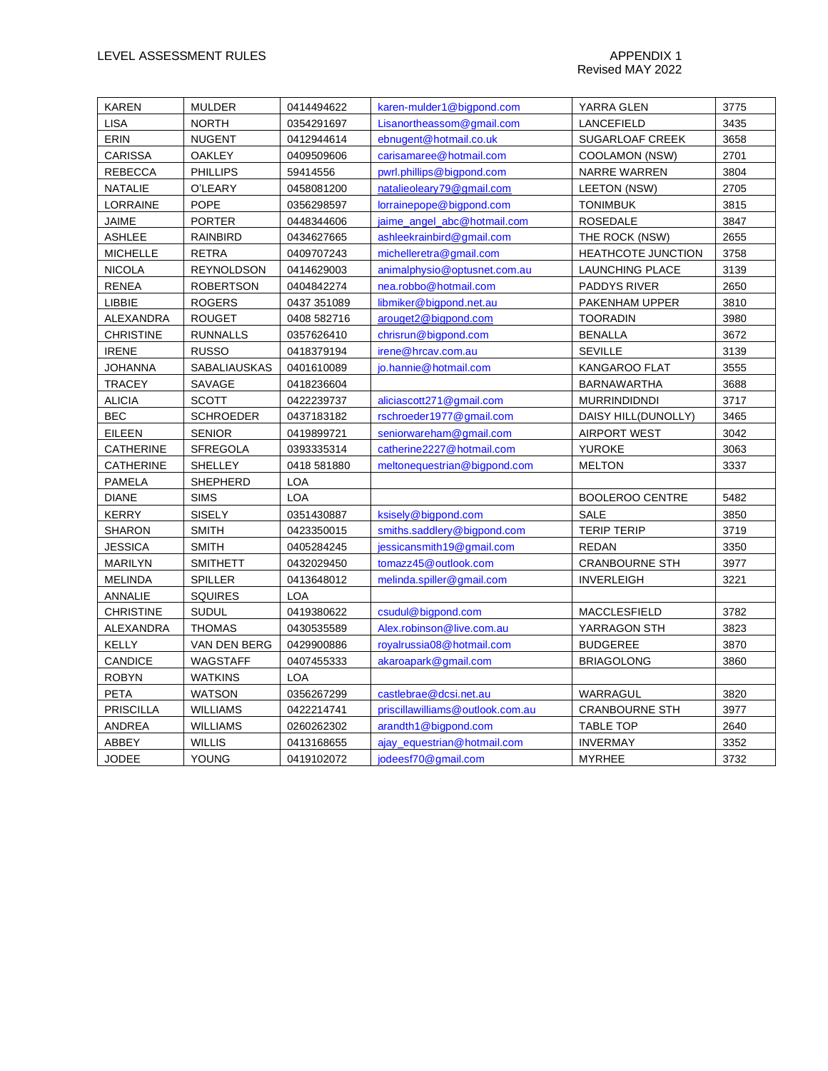| | | | | | |
|---|---|---|---|---|---|
| KAREN | MULDER | 0414494622 | karen-mulder1@bigpond.com | YARRA GLEN | 3775 |
| LISA | NORTH | 0354291697 | Lisanortheassom@gmail.com | LANCEFIELD | 3435 |
| ERIN | NUGENT | 0412944614 | ebnugent@hotmail.co.uk | SUGARLOAF CREEK | 3658 |
| CARISSA | OAKLEY | 0409509606 | carisamaree@hotmail.com | COOLAMON (NSW) | 2701 |
| REBECCA | PHILLIPS | 59414556 | pwrl.phillips@bigpond.com | NARRE WARREN | 3804 |
| NATALIE | O'LEARY | 0458081200 | natalieoleary79@gmail.com | LEETON (NSW) | 2705 |
| LORRAINE | POPE | 0356298597 | lorrainepope@bigpond.com | TONIMBUK | 3815 |
| JAIME | PORTER | 0448344606 | jaime_angel_abc@hotmail.com | ROSEDALE | 3847 |
| ASHLEE | RAINBIRD | 0434627665 | ashleekrainbird@gmail.com | THE ROCK (NSW) | 2655 |
| MICHELLE | RETRA | 0409707243 | michelleretra@gmail.com | HEATHCOTE JUNCTION | 3758 |
| NICOLA | REYNOLDSON | 0414629003 | animalphysio@optusnet.com.au | LAUNCHING PLACE | 3139 |
| RENEA | ROBERTSON | 0404842274 | nea.robbo@hotmail.com | PADDYS RIVER | 2650 |
| LIBBIE | ROGERS | 0437 351089 | libmiker@bigpond.net.au | PAKENHAM UPPER | 3810 |
| ALEXANDRA | ROUGET | 0408 582716 | arouget2@bigpond.com | TOORADIN | 3980 |
| CHRISTINE | RUNNALLS | 0357626410 | chrisrun@bigpond.com | BENALLA | 3672 |
| IRENE | RUSSO | 0418379194 | irene@hrcav.com.au | SEVILLE | 3139 |
| JOHANNA | SABALIAUSKAS | 0401610089 | jo.hannie@hotmail.com | KANGAROO FLAT | 3555 |
| TRACEY | SAVAGE | 0418236604 | | BARNAWARTHA | 3688 |
| ALICIA | SCOTT | 0422239737 | aliciascott271@gmail.com | MURRINDIDNDI | 3717 |
| BEC | SCHROEDER | 0437183182 | rschroeder1977@gmail.com | DAISY HILL(DUNOLLY) | 3465 |
| EILEEN | SENIOR | 0419899721 | seniorwareham@gmail.com | AIRPORT WEST | 3042 |
| CATHERINE | SFREGOLA | 0393335314 | catherine2227@hotmail.com | YUROKE | 3063 |
| CATHERINE | SHELLEY | 0418 581880 | meltonequestrian@bigpond.com | MELTON | 3337 |
| PAMELA | SHEPHERD | LOA | | | |
| DIANE | SIMS | LOA | | BOOLEROO CENTRE | 5482 |
| KERRY | SISELY | 0351430887 | ksisely@bigpond.com | SALE | 3850 |
| SHARON | SMITH | 0423350015 | smiths.saddlery@bigpond.com | TERIP TERIP | 3719 |
| JESSICA | SMITH | 0405284245 | jessicansmith19@gmail.com | REDAN | 3350 |
| MARILYN | SMITHETT | 0432029450 | tomazz45@outlook.com | CRANBOURNE STH | 3977 |
| MELINDA | SPILLER | 0413648012 | melinda.spiller@gmail.com | INVERLEIGH | 3221 |
| ANNALIE | SQUIRES | LOA | | | |
| CHRISTINE | SUDUL | 0419380622 | csudul@bigpond.com | MACCLESFIELD | 3782 |
| ALEXANDRA | THOMAS | 0430535589 | Alex.robinson@live.com.au | YARRAGON STH | 3823 |
| KELLY | VAN DEN BERG | 0429900886 | royalrussia08@hotmail.com | BUDGEREE | 3870 |
| CANDICE | WAGSTAFF | 0407455333 | akaroapark@gmail.com | BRIAGOLONG | 3860 |
| ROBYN | WATKINS | LOA | | | |
| PETA | WATSON | 0356267299 | castlebrae@dcsi.net.au | WARRAGUL | 3820 |
| PRISCILLA | WILLIAMS | 0422214741 | priscillawilliams@outlook.com.au | CRANBOURNE STH | 3977 |
| ANDREA | WILLIAMS | 0260262302 | arandth1@bigpond.com | TABLE TOP | 2640 |
| ABBEY | WILLIS | 0413168655 | ajay_equestrian@hotmail.com | INVERMAY | 3352 |
| JODEE | YOUNG | 0419102072 | jodeesf70@gmail.com | MYRHEE | 3732 |